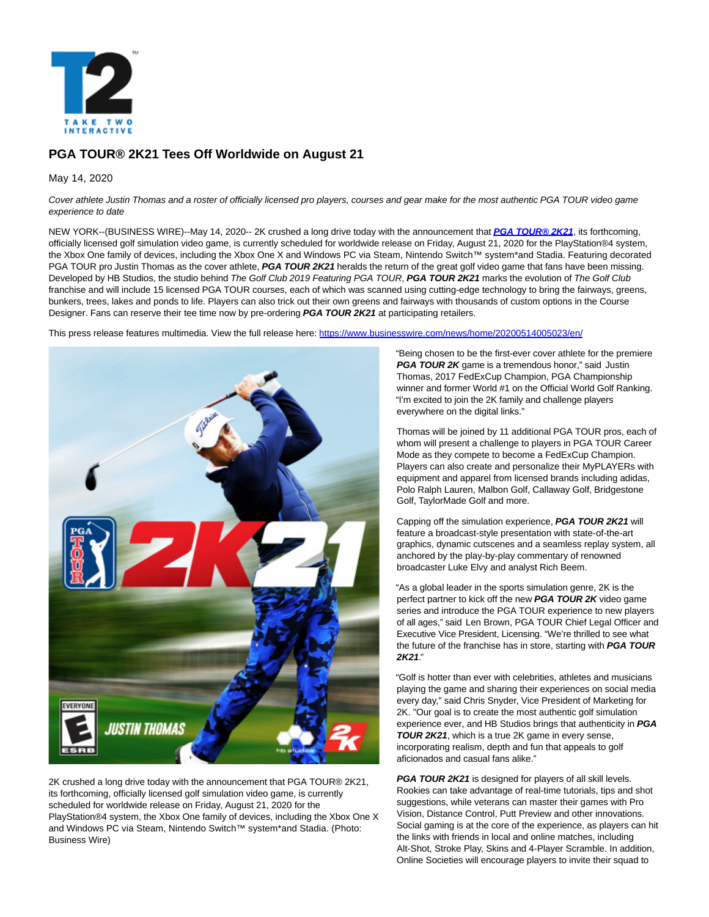# PGA TOUR® 2K21 Tees Off Worldwide on August 21

May 14, 2020

*Cover athlete Justin Thomas and a roster of officially licensed pro players, courses and gear make for the most authentic PGA TOUR video game experience to date*

NEW YORK--(BUSINESS WIRE)--May 14, 2020-- 2K crushed a long drive today with the announcement that ***PGA TOUR® 2K21***, its forthcoming, officially licensed golf simulation video game, is currently scheduled for worldwide release on Friday, August 21, 2020 for the PlayStation®4 system, the Xbox One family of devices, including the Xbox One X and Windows PC via Steam, Nintendo Switch™ system*and Stadia. Featuring decorated PGA TOUR pro Justin Thomas as the cover athlete, ***PGA TOUR 2K21*** heralds the return of the great golf video game that fans have been missing. Developed by HB Studios, the studio behind *The Golf Club 2019 Featuring PGA TOUR*, ***PGA TOUR 2K21*** marks the evolution of *The Golf Club* franchise and will include 15 licensed PGA TOUR courses, each of which was scanned using cutting-edge technology to bring the fairways, greens, bunkers, trees, lakes and ponds to life. Players can also trick out their own greens and fairways with thousands of custom options in the Course Designer. Fans can reserve their tee time now by pre-ordering ***PGA TOUR 2K21*** at participating retailers.

This press release features multimedia. View the full release here: https://www.businesswire.com/news/home/20200514005023/en/

2K crushed a long drive today with the announcement that PGA TOUR® 2K21, its forthcoming, officially licensed golf simulation video game, is currently scheduled for worldwide release on Friday, August 21, 2020 for the PlayStation®4 system, the Xbox One family of devices, including the Xbox One X and Windows PC via Steam, Nintendo Switch™ system*and Stadia. (Photo: Business Wire)

"Being chosen to be the first-ever cover athlete for the premiere ***PGA TOUR 2K*** game is a tremendous honor," said Justin Thomas, 2017 FedExCup Champion, PGA Championship winner and former World #1 on the Official World Golf Ranking. "I'm excited to join the 2K family and challenge players everywhere on the digital links."

Thomas will be joined by 11 additional PGA TOUR pros, each of whom will present a challenge to players in PGA TOUR Career Mode as they compete to become a FedExCup Champion. Players can also create and personalize their MyPLAYERs with equipment and apparel from licensed brands including adidas, Polo Ralph Lauren, Malbon Golf, Callaway Golf, Bridgestone Golf, TaylorMade Golf and more.

Capping off the simulation experience, ***PGA TOUR 2K21*** will feature a broadcast-style presentation with state-of-the-art graphics, dynamic cutscenes and a seamless replay system, all anchored by the play-by-play commentary of renowned broadcaster Luke Elvy and analyst Rich Beem.

"As a global leader in the sports simulation genre, 2K is the perfect partner to kick off the new ***PGA TOUR 2K*** video game series and introduce the PGA TOUR experience to new players of all ages," said Len Brown, PGA TOUR Chief Legal Officer and Executive Vice President, Licensing. "We're thrilled to see what the future of the franchise has in store, starting with ***PGA TOUR 2K21***."

"Golf is hotter than ever with celebrities, athletes and musicians playing the game and sharing their experiences on social media every day," said Chris Snyder, Vice President of Marketing for 2K. "Our goal is to create the most authentic golf simulation experience ever, and HB Studios brings that authenticity in ***PGA TOUR 2K21***, which is a true 2K game in every sense, incorporating realism, depth and fun that appeals to golf aficionados and casual fans alike."

***PGA TOUR 2K21*** is designed for players of all skill levels. Rookies can take advantage of real-time tutorials, tips and shot suggestions, while veterans can master their games with Pro Vision, Distance Control, Putt Preview and other innovations. Social gaming is at the core of the experience, as players can hit the links with friends in local and online matches, including Alt-Shot, Stroke Play, Skins and 4-Player Scramble. In addition, Online Societies will encourage players to invite their squad to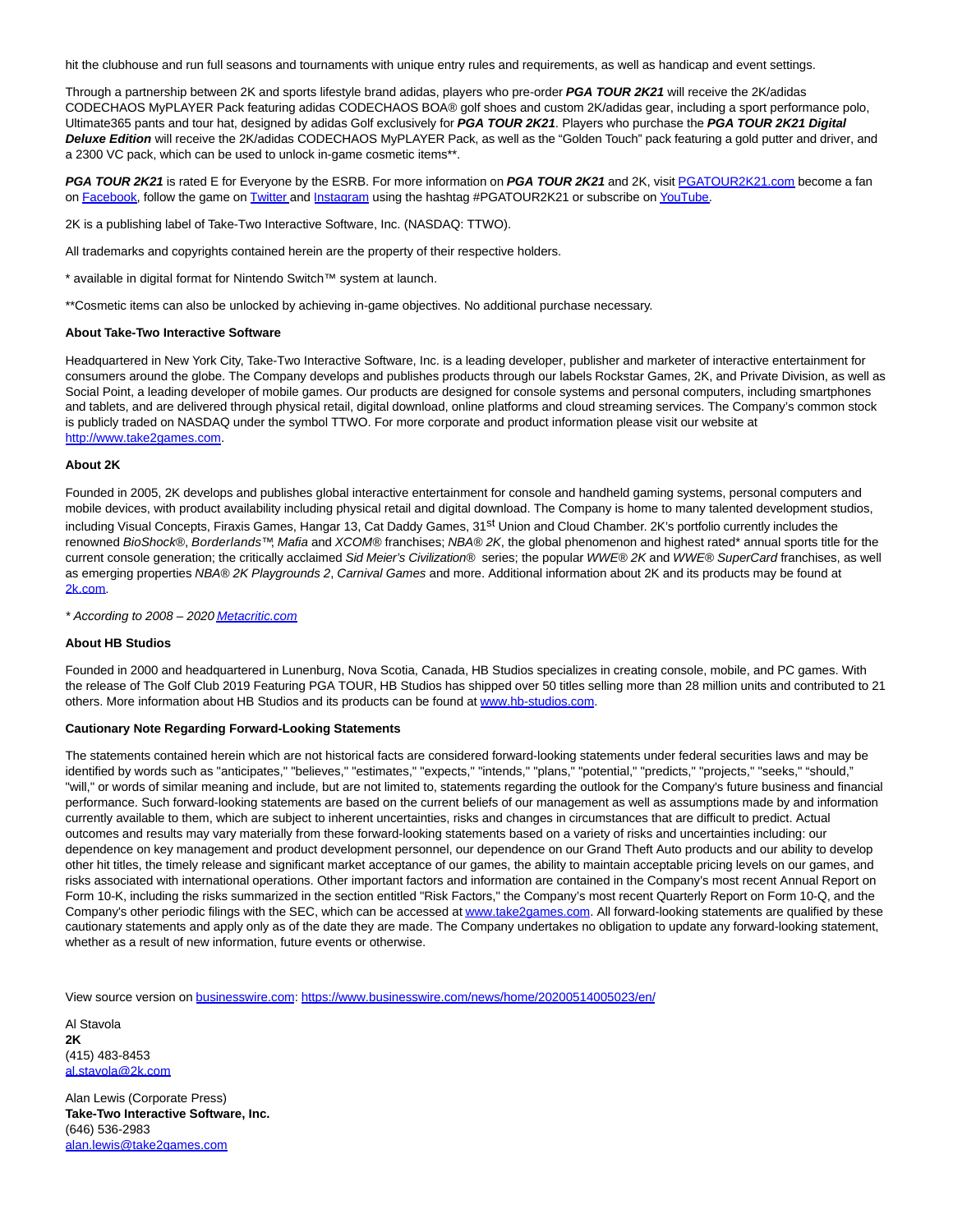hit the clubhouse and run full seasons and tournaments with unique entry rules and requirements, as well as handicap and event settings.

Through a partnership between 2K and sports lifestyle brand adidas, players who pre-order ***PGA TOUR 2K21*** will receive the 2K/adidas CODECHAOS MyPLAYER Pack featuring adidas CODECHAOS BOA® golf shoes and custom 2K/adidas gear, including a sport performance polo, Ultimate365 pants and tour hat, designed by adidas Golf exclusively for ***PGA TOUR 2K21***. Players who purchase the ***PGA TOUR 2K21 Digital Deluxe Edition*** will receive the 2K/adidas CODECHAOS MyPLAYER Pack, as well as the "Golden Touch" pack featuring a gold putter and driver, and a 2300 VC pack, which can be used to unlock in-game cosmetic items**.

***PGA TOUR 2K21*** is rated E for Everyone by the ESRB. For more information on ***PGA TOUR 2K21*** and 2K, visit [PGATOUR2K21.com](PGATOUR2K21.com) become a fan on [Facebook](Facebook), follow the game on [Twitter](Twitter) and [Instagram](Instagram) using the hashtag #PGATOUR2K21 or subscribe on [YouTube](YouTube).

2K is a publishing label of Take-Two Interactive Software, Inc. (NASDAQ: TTWO).

All trademarks and copyrights contained herein are the property of their respective holders.

* available in digital format for Nintendo Switch™ system at launch.

**Cosmetic items can also be unlocked by achieving in-game objectives. No additional purchase necessary.

**About Take-Two Interactive Software**

Headquartered in New York City, Take-Two Interactive Software, Inc. is a leading developer, publisher and marketer of interactive entertainment for consumers around the globe. The Company develops and publishes products through our labels Rockstar Games, 2K, and Private Division, as well as Social Point, a leading developer of mobile games. Our products are designed for console systems and personal computers, including smartphones and tablets, and are delivered through physical retail, digital download, online platforms and cloud streaming services. The Company's common stock is publicly traded on NASDAQ under the symbol TTWO. For more corporate and product information please visit our website at [http://www.take2games.com](http://www.take2games.com).

**About 2K**

Founded in 2005, 2K develops and publishes global interactive entertainment for console and handheld gaming systems, personal computers and mobile devices, with product availability including physical retail and digital download. The Company is home to many talented development studios, including Visual Concepts, Firaxis Games, Hangar 13, Cat Daddy Games, 31st Union and Cloud Chamber. 2K's portfolio currently includes the renowned *BioShock®*, *Borderlands™*, *Mafia* and *XCOM®* franchises; *NBA® 2K*, the global phenomenon and highest rated* annual sports title for the current console generation; the critically acclaimed *Sid Meier's Civilization®* series; the popular *WWE® 2K* and *WWE® SuperCard* franchises, as well as emerging properties *NBA® 2K Playgrounds 2*, *Carnival Games* and more. Additional information about 2K and its products may be found at [2k.com](2k.com).

*\* According to 2008 – 2020 [Metacritic.com](Metacritic.com)*

**About HB Studios**

Founded in 2000 and headquartered in Lunenburg, Nova Scotia, Canada, HB Studios specializes in creating console, mobile, and PC games. With the release of The Golf Club 2019 Featuring PGA TOUR, HB Studios has shipped over 50 titles selling more than 28 million units and contributed to 21 others. More information about HB Studios and its products can be found at [www.hb-studios.com](www.hb-studios.com).

**Cautionary Note Regarding Forward-Looking Statements**

The statements contained herein which are not historical facts are considered forward-looking statements under federal securities laws and may be identified by words such as "anticipates," "believes," "estimates," "expects," "intends," "plans," "potential," "predicts," "projects," "seeks," "should," "will," or words of similar meaning and include, but are not limited to, statements regarding the outlook for the Company's future business and financial performance. Such forward-looking statements are based on the current beliefs of our management as well as assumptions made by and information currently available to them, which are subject to inherent uncertainties, risks and changes in circumstances that are difficult to predict. Actual outcomes and results may vary materially from these forward-looking statements based on a variety of risks and uncertainties including: our dependence on key management and product development personnel, our dependence on our Grand Theft Auto products and our ability to develop other hit titles, the timely release and significant market acceptance of our games, the ability to maintain acceptable pricing levels on our games, and risks associated with international operations. Other important factors and information are contained in the Company's most recent Annual Report on Form 10-K, including the risks summarized in the section entitled "Risk Factors," the Company's most recent Quarterly Report on Form 10-Q, and the Company's other periodic filings with the SEC, which can be accessed at [www.take2games.com](www.take2games.com). All forward-looking statements are qualified by these cautionary statements and apply only as of the date they are made. The Company undertakes no obligation to update any forward-looking statement, whether as a result of new information, future events or otherwise.

View source version on [businesswire.com](businesswire.com): [https://www.businesswire.com/news/home/20200514005023/en/](https://www.businesswire.com/news/home/20200514005023/en/)

Al Stavola
**2K**
(415) 483-8453
[al.stavola@2k.com](mailto:al.stavola@2k.com)

Alan Lewis (Corporate Press)
**Take-Two Interactive Software, Inc.**
(646) 536-2983
[alan.lewis@take2games.com](mailto:alan.lewis@take2games.com)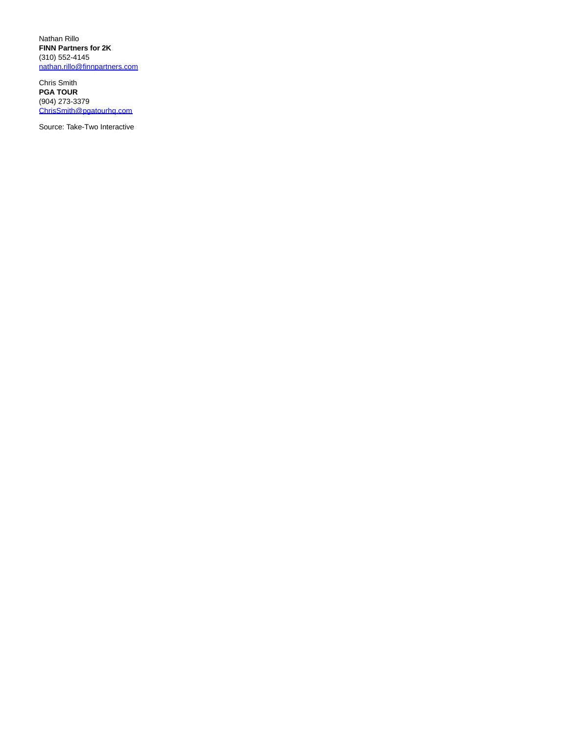Nathan Rillo
**FINN Partners for 2K**
(310) 552-4145
nathan.rillo@finnpartners.com

Chris Smith
**PGA TOUR**
(904) 273-3379
ChrisSmith@pgatourhq.com

Source: Take-Two Interactive